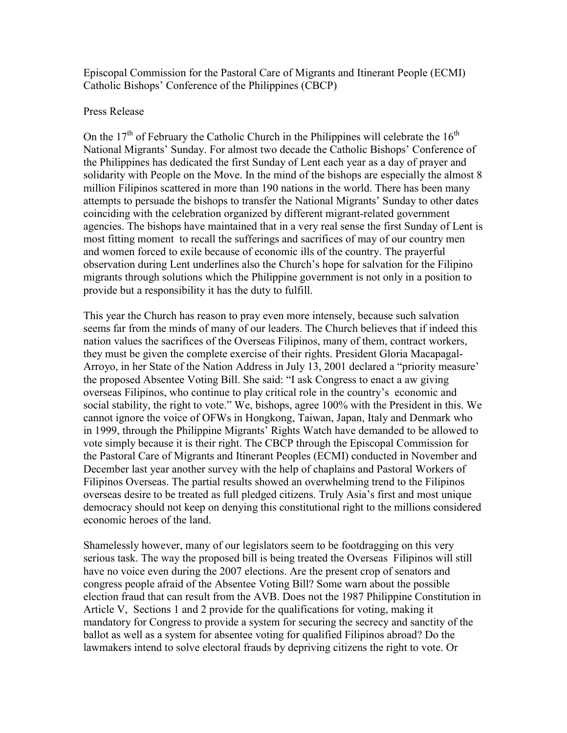Episcopal Commission for the Pastoral Care of Migrants and Itinerant People (ECMI)
Catholic Bishops' Conference of the Philippines (CBCP)

Press Release

On the 17th of February the Catholic Church in the Philippines will celebrate the 16th National Migrants' Sunday. For almost two decade the Catholic Bishops' Conference of the Philippines has dedicated the first Sunday of Lent each year as a day of prayer and solidarity with People on the Move. In the mind of the bishops are especially the almost 8 million Filipinos scattered in more than 190 nations in the world. There has been many attempts to persuade the bishops to transfer the National Migrants' Sunday to other dates coinciding with the celebration organized by different migrant-related government agencies. The bishops have maintained that in a very real sense the first Sunday of Lent is most fitting moment to recall the sufferings and sacrifices of may of our country men and women forced to exile because of economic ills of the country. The prayerful observation during Lent underlines also the Church's hope for salvation for the Filipino migrants through solutions which the Philippine government is not only in a position to provide but a responsibility it has the duty to fulfill.

This year the Church has reason to pray even more intensely, because such salvation seems far from the minds of many of our leaders. The Church believes that if indeed this nation values the sacrifices of the Overseas Filipinos, many of them, contract workers, they must be given the complete exercise of their rights. President Gloria Macapagal-Arroyo, in her State of the Nation Address in July 13, 2001 declared a "priority measure' the proposed Absentee Voting Bill. She said: "I ask Congress to enact a aw giving overseas Filipinos, who continue to play critical role in the country's economic and social stability, the right to vote." We, bishops, agree 100% with the President in this. We cannot ignore the voice of OFWs in Hongkong, Taiwan, Japan, Italy and Denmark who in 1999, through the Philippine Migrants' Rights Watch have demanded to be allowed to vote simply because it is their right. The CBCP through the Episcopal Commission for the Pastoral Care of Migrants and Itinerant Peoples (ECMI) conducted in November and December last year another survey with the help of chaplains and Pastoral Workers of Filipinos Overseas. The partial results showed an overwhelming trend to the Filipinos overseas desire to be treated as full pledged citizens. Truly Asia's first and most unique democracy should not keep on denying this constitutional right to the millions considered economic heroes of the land.

Shamelessly however, many of our legislators seem to be footdragging on this very serious task. The way the proposed bill is being treated the Overseas Filipinos will still have no voice even during the 2007 elections. Are the present crop of senators and congress people afraid of the Absentee Voting Bill? Some warn about the possible election fraud that can result from the AVB. Does not the 1987 Philippine Constitution in Article V, Sections 1 and 2 provide for the qualifications for voting, making it mandatory for Congress to provide a system for securing the secrecy and sanctity of the ballot as well as a system for absentee voting for qualified Filipinos abroad? Do the lawmakers intend to solve electoral frauds by depriving citizens the right to vote. Or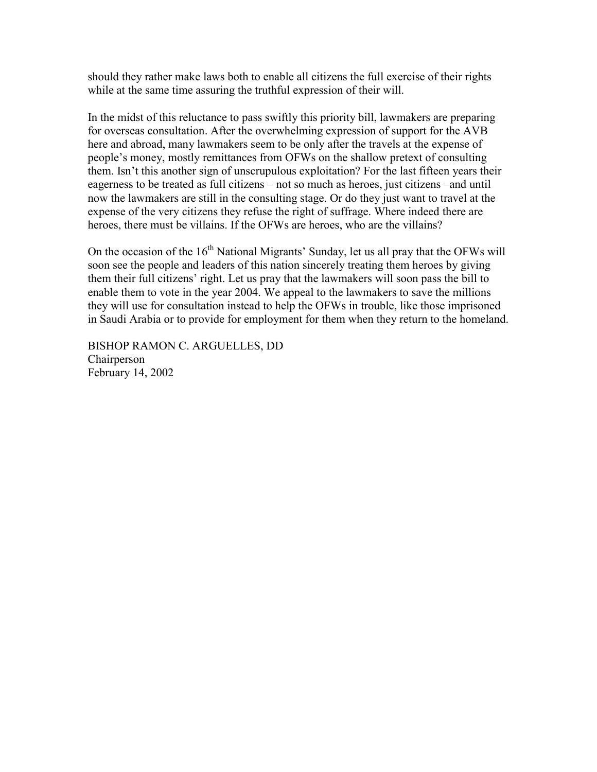should they rather make laws both to enable all citizens the full exercise of their rights while at the same time assuring the truthful expression of their will.

In the midst of this reluctance to pass swiftly this priority bill, lawmakers are preparing for overseas consultation. After the overwhelming expression of support for the AVB here and abroad, many lawmakers seem to be only after the travels at the expense of people's money, mostly remittances from OFWs on the shallow pretext of consulting them. Isn't this another sign of unscrupulous exploitation? For the last fifteen years their eagerness to be treated as full citizens – not so much as heroes, just citizens –and until now the lawmakers are still in the consulting stage. Or do they just want to travel at the expense of the very citizens they refuse the right of suffrage. Where indeed there are heroes, there must be villains. If the OFWs are heroes, who are the villains?

On the occasion of the 16th National Migrants' Sunday, let us all pray that the OFWs will soon see the people and leaders of this nation sincerely treating them heroes by giving them their full citizens' right. Let us pray that the lawmakers will soon pass the bill to enable them to vote in the year 2004. We appeal to the lawmakers to save the millions they will use for consultation instead to help the OFWs in trouble, like those imprisoned in Saudi Arabia or to provide for employment for them when they return to the homeland.

BISHOP RAMON C. ARGUELLES, DD
Chairperson
February 14, 2002